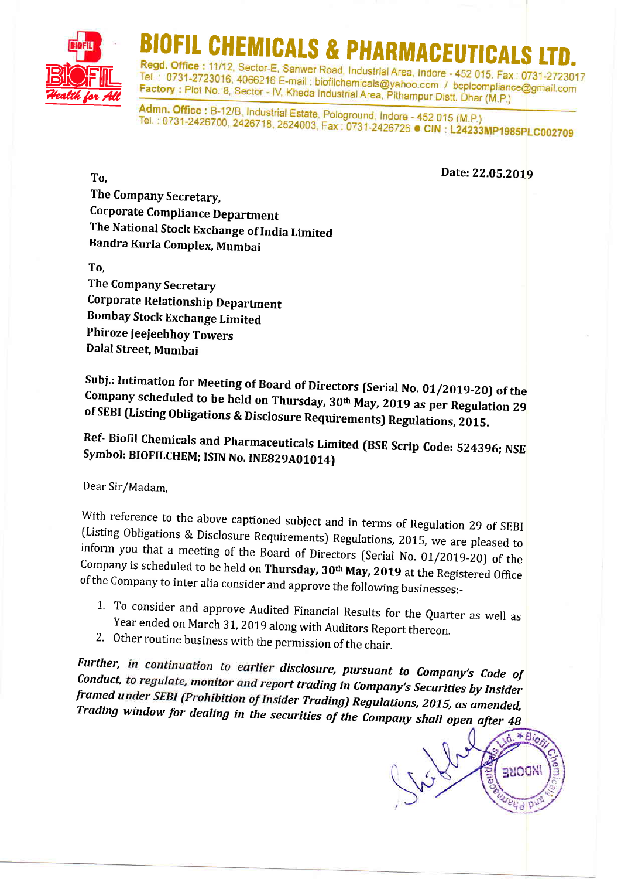# BIOFIL CHEMICALS & PHARMACEUTICALS LTD.

**Regd. Office :** 11/12, Sector-E, Sanwer Road, Industrial Area, Indore - 452 015. Fax : 0731-2723017
Tel. : 0731-2723016, 4066216 E-mail : biofilchemicals@yahoo.com / bcplcompliance@gmail.com
**Factory :** Plot No. 8, Sector - IV, Kheda Industrial Area, Pithampur Distt. Dhar (M.P.)

**Admn. Office :** B-12/B, Industrial Estate, Pologround, Indore - 452 015 (M.P.)
Tel. : 0731-2426700, 2426718, 2524003, Fax : 0731-2426726 ● **CIN : L24233MP1985PLC002709**

**Date: 22.05.2019**

**To,**
**The Company Secretary,**
**Corporate Compliance Department**
**The National Stock Exchange of India Limited**
**Bandra Kurla Complex, Mumbai**

**To,**
**The Company Secretary**
**Corporate Relationship Department**
**Bombay Stock Exchange Limited**
**Phiroze Jeejeebhoy Towers**
**Dalal Street, Mumbai**

**Subj.: Intimation for Meeting of Board of Directors (Serial No. 01/2019-20) of the Company scheduled to be held on Thursday, 30th May, 2019 as per Regulation 29 of SEBI (Listing Obligations & Disclosure Requirements) Regulations, 2015.**

**Ref- Biofil Chemicals and Pharmaceuticals Limited (BSE Scrip Code: 524396; NSE Symbol: BIOFILCHEM; ISIN No. INE829A01014)**

Dear Sir/Madam,

With reference to the above captioned subject and in terms of Regulation 29 of SEBI (Listing Obligations & Disclosure Requirements) Regulations, 2015, we are pleased to inform you that a meeting of the Board of Directors (Serial No. 01/2019-20) of the Company is scheduled to be held on **Thursday, 30th May, 2019** at the Registered Office of the Company to inter alia consider and approve the following businesses:-

1. To consider and approve Audited Financial Results for the Quarter as well as Year ended on March 31, 2019 along with Auditors Report thereon.
2. Other routine business with the permission of the chair.

***Further, in continuation to earlier disclosure, pursuant to Company's Code of Conduct, to regulate, monitor and report trading in Company's Securities by Insider framed under SEBI (Prohibition of Insider Trading) Regulations, 2015, as amended, Trading window for dealing in the securities of the Company shall open after 48***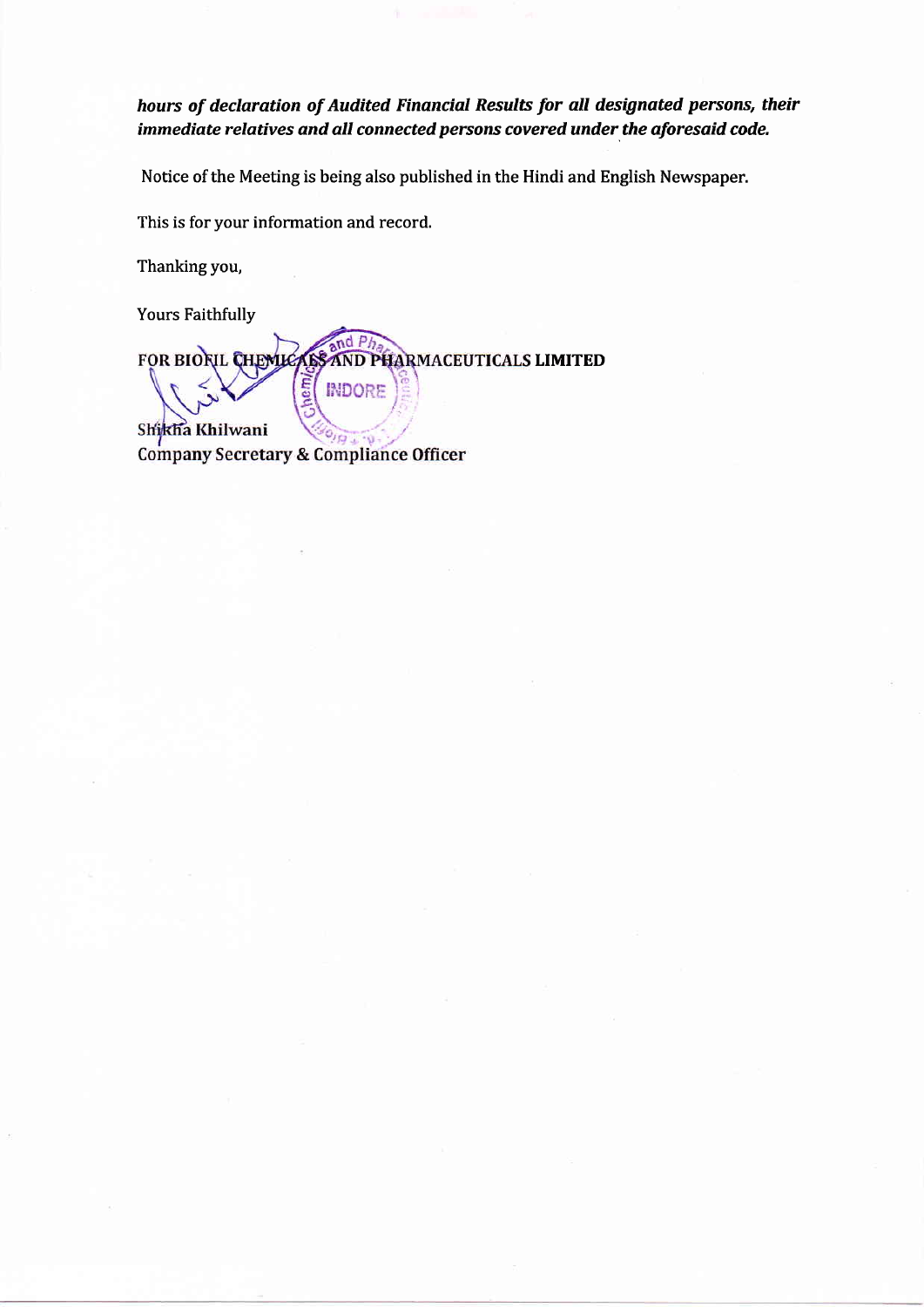***hours of declaration of Audited Financial Results for all designated persons, their immediate relatives and all connected persons covered under the aforesaid code.***

Notice of the Meeting is being also published in the Hindi and English Newspaper.

This is for your information and record.

Thanking you,

Yours Faithfully

**FOR BIOFIL CHEMICALS AND PHARMACEUTICALS LIMITED**

**Shikha Khilwani**
**Company Secretary & Compliance Officer**